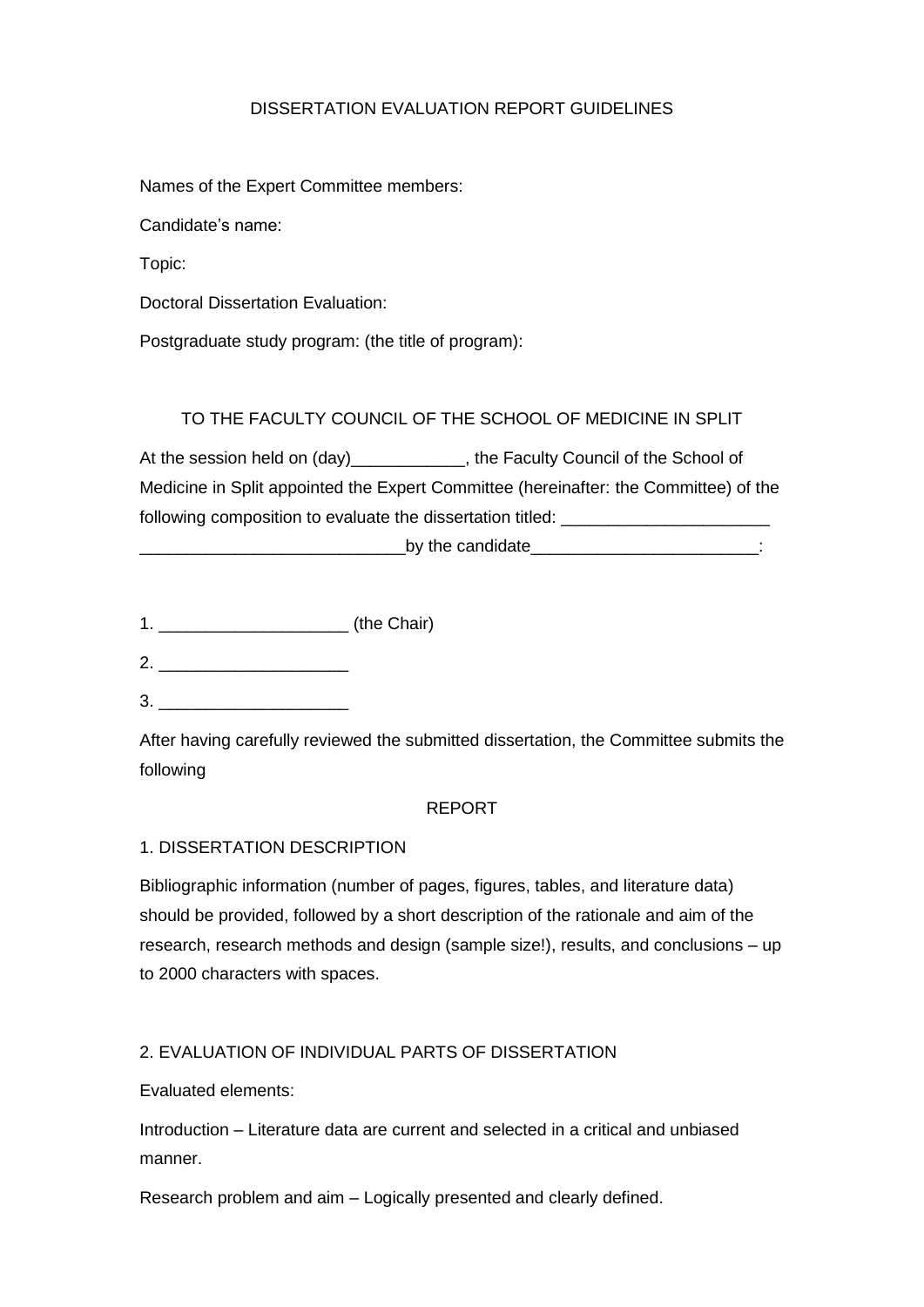# DISSERTATION EVALUATION REPORT GUIDELINES

Names of the Expert Committee members:

Candidate's name:

Topic:

Doctoral Dissertation Evaluation:

Postgraduate study program: (the title of program):

## TO THE FACULTY COUNCIL OF THE SCHOOL OF MEDICINE IN SPLIT

At the session held on (day)____________, the Faculty Council of the School of Medicine in Split appointed the Expert Committee (hereinafter: the Committee) of the following composition to evaluate the dissertation titled: ______________________ ____________________________by the candidate________________________:

1. ___________________ (the Chair)
2. ___________________
3. ___________________

After having carefully reviewed the submitted dissertation, the Committee submits the following

## REPORT

### 1. DISSERTATION DESCRIPTION

Bibliographic information (number of pages, figures, tables, and literature data) should be provided, followed by a short description of the rationale and aim of the research, research methods and design (sample size!), results, and conclusions – up to 2000 characters with spaces.

### 2. EVALUATION OF INDIVIDUAL PARTS OF DISSERTATION

Evaluated elements:

Introduction – Literature data are current and selected in a critical and unbiased manner.

Research problem and aim – Logically presented and clearly defined.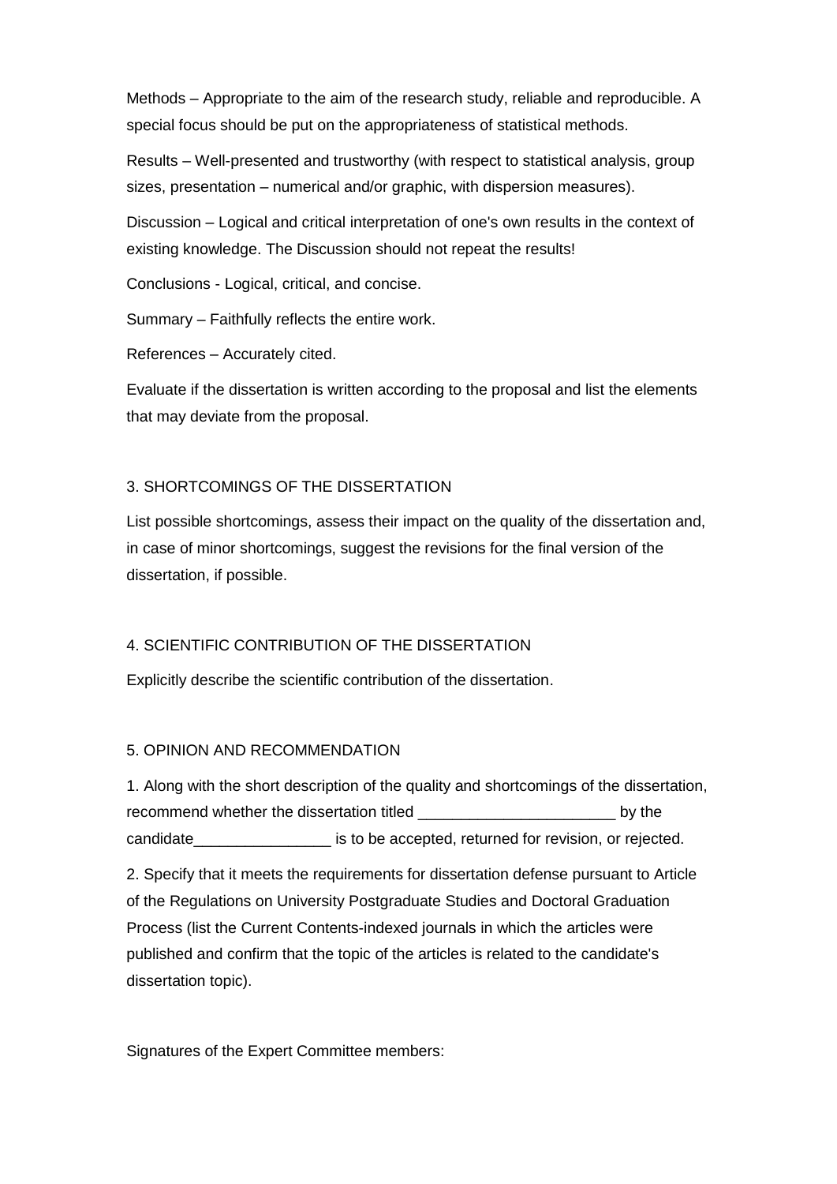Methods – Appropriate to the aim of the research study, reliable and reproducible. A special focus should be put on the appropriateness of statistical methods.

Results – Well-presented and trustworthy (with respect to statistical analysis, group sizes, presentation – numerical and/or graphic, with dispersion measures).

Discussion – Logical and critical interpretation of one's own results in the context of existing knowledge. The Discussion should not repeat the results!

Conclusions - Logical, critical, and concise.

Summary – Faithfully reflects the entire work.

References – Accurately cited.

Evaluate if the dissertation is written according to the proposal and list the elements that may deviate from the proposal.

## 3. SHORTCOMINGS OF THE DISSERTATION

List possible shortcomings, assess their impact on the quality of the dissertation and, in case of minor shortcomings, suggest the revisions for the final version of the dissertation, if possible.

## 4. SCIENTIFIC CONTRIBUTION OF THE DISSERTATION

Explicitly describe the scientific contribution of the dissertation.

## 5. OPINION AND RECOMMENDATION

1. Along with the short description of the quality and shortcomings of the dissertation, recommend whether the dissertation titled _______________________ by the candidate________________ is to be accepted, returned for revision, or rejected.

2. Specify that it meets the requirements for dissertation defense pursuant to Article of the Regulations on University Postgraduate Studies and Doctoral Graduation Process (list the Current Contents-indexed journals in which the articles were published and confirm that the topic of the articles is related to the candidate's dissertation topic).

Signatures of the Expert Committee members: